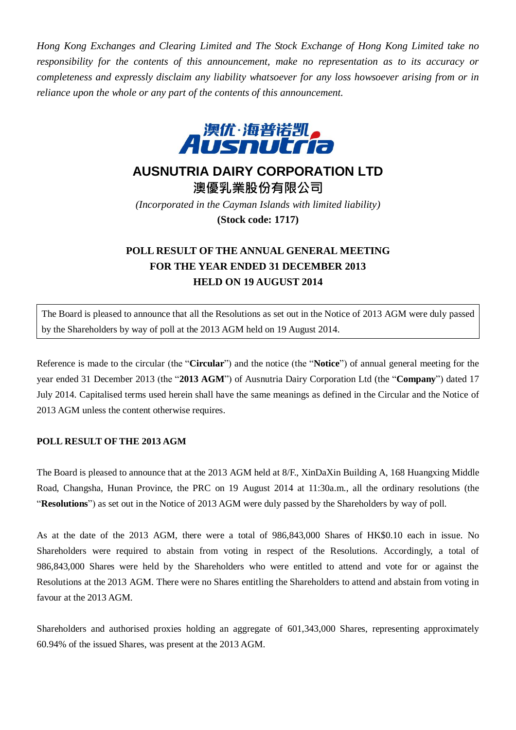*Hong Kong Exchanges and Clearing Limited and The Stock Exchange of Hong Kong Limited take no responsibility for the contents of this announcement, make no representation as to its accuracy or completeness and expressly disclaim any liability whatsoever for any loss howsoever arising from or in reliance upon the whole or any part of the contents of this announcement.*

澳优·海普诺凯
Ausnutria

# AUSNUTRIA DAIRY CORPORATION LTD
# 澳優乳業股份有限公司

*(Incorporated in the Cayman Islands with limited liability)*

**(Stock code: 1717)**

## POLL RESULT OF THE ANNUAL GENERAL MEETING FOR THE YEAR ENDED 31 DECEMBER 2013 HELD ON 19 AUGUST 2014

The Board is pleased to announce that all the Resolutions as set out in the Notice of 2013 AGM were duly passed by the Shareholders by way of poll at the 2013 AGM held on 19 August 2014.

Reference is made to the circular (the "**Circular**") and the notice (the "**Notice**") of annual general meeting for the year ended 31 December 2013 (the "**2013 AGM**") of Ausnutria Dairy Corporation Ltd (the "**Company**") dated 17 July 2014. Capitalised terms used herein shall have the same meanings as defined in the Circular and the Notice of 2013 AGM unless the content otherwise requires.

**POLL RESULT OF THE 2013 AGM**

The Board is pleased to announce that at the 2013 AGM held at 8/F., XinDaXin Building A, 168 Huangxing Middle Road, Changsha, Hunan Province, the PRC on 19 August 2014 at 11:30a.m., all the ordinary resolutions (the "**Resolutions**") as set out in the Notice of 2013 AGM were duly passed by the Shareholders by way of poll.

As at the date of the 2013 AGM, there were a total of 986,843,000 Shares of HK$0.10 each in issue. No Shareholders were required to abstain from voting in respect of the Resolutions. Accordingly, a total of 986,843,000 Shares were held by the Shareholders who were entitled to attend and vote for or against the Resolutions at the 2013 AGM. There were no Shares entitling the Shareholders to attend and abstain from voting in favour at the 2013 AGM.

Shareholders and authorised proxies holding an aggregate of 601,343,000 Shares, representing approximately 60.94% of the issued Shares, was present at the 2013 AGM.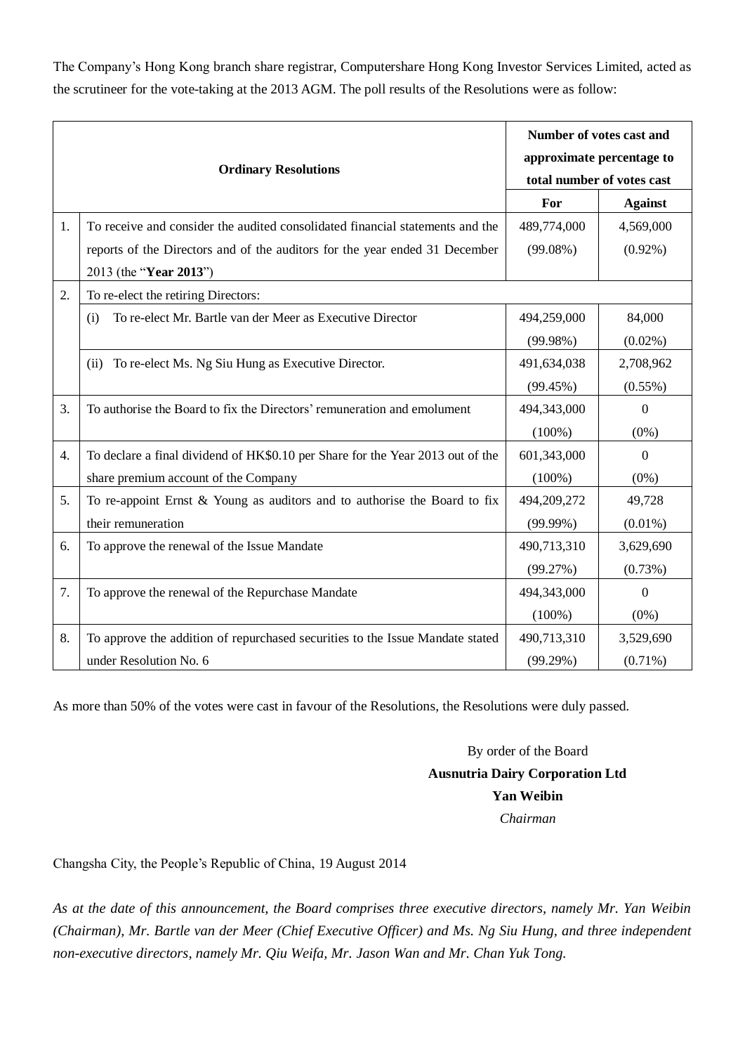The Company's Hong Kong branch share registrar, Computershare Hong Kong Investor Services Limited, acted as the scrutineer for the vote-taking at the 2013 AGM. The poll results of the Resolutions were as follow:

| | Ordinary Resolutions | Number of votes cast and approximate percentage to total number of votes cast | |
|---|---|---|---|
| | | **For** | **Against** |
| 1. | To receive and consider the audited consolidated financial statements and the reports of the Directors and of the auditors for the year ended 31 December 2013 (the "**Year 2013**") | 489,774,000 (99.08%) | 4,569,000 (0.92%) |
| 2. | To re-elect the retiring Directors: | | |
| | (i) To re-elect Mr. Bartle van der Meer as Executive Director | 494,259,000 (99.98%) | 84,000 (0.02%) |
| | (ii) To re-elect Ms. Ng Siu Hung as Executive Director. | 491,634,038 (99.45%) | 2,708,962 (0.55%) |
| 3. | To authorise the Board to fix the Directors' remuneration and emolument | 494,343,000 (100%) | 0 (0%) |
| 4. | To declare a final dividend of HK$0.10 per Share for the Year 2013 out of the share premium account of the Company | 601,343,000 (100%) | 0 (0%) |
| 5. | To re-appoint Ernst & Young as auditors and to authorise the Board to fix their remuneration | 494,209,272 (99.99%) | 49,728 (0.01%) |
| 6. | To approve the renewal of the Issue Mandate | 490,713,310 (99.27%) | 3,629,690 (0.73%) |
| 7. | To approve the renewal of the Repurchase Mandate | 494,343,000 (100%) | 0 (0%) |
| 8. | To approve the addition of repurchased securities to the Issue Mandate stated under Resolution No. 6 | 490,713,310 (99.29%) | 3,529,690 (0.71%) |

As more than 50% of the votes were cast in favour of the Resolutions, the Resolutions were duly passed.

By order of the Board
**Ausnutria Dairy Corporation Ltd**
**Yan Weibin**
*Chairman*

Changsha City, the People's Republic of China, 19 August 2014

*As at the date of this announcement, the Board comprises three executive directors, namely Mr. Yan Weibin (Chairman), Mr. Bartle van der Meer (Chief Executive Officer) and Ms. Ng Siu Hung, and three independent non-executive directors, namely Mr. Qiu Weifa, Mr. Jason Wan and Mr. Chan Yuk Tong.*